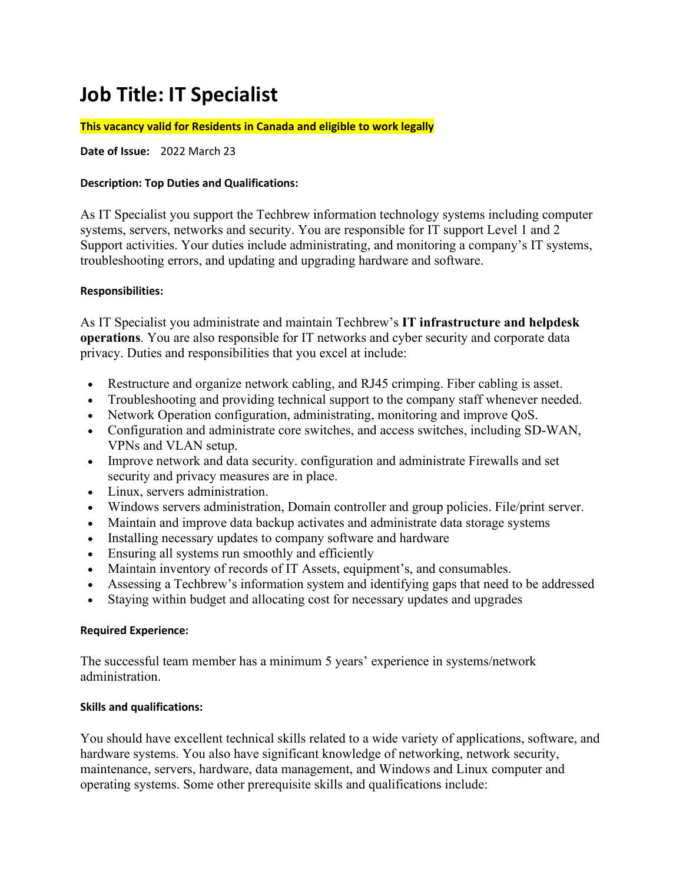# Job Title: IT Specialist

**This vacancy valid for Residents in Canada and eligible to work legally**

**Date of Issue:** 2022 March 23

#### Description: Top Duties and Qualifications:

As IT Specialist you support the Techbrew information technology systems including computer systems, servers, networks and security. You are responsible for IT support Level 1 and 2 Support activities. Your duties include administrating, and monitoring a company's IT systems, troubleshooting errors, and updating and upgrading hardware and software.

#### Responsibilities:

As IT Specialist you administrate and maintain Techbrew's **IT infrastructure and helpdesk operations**. You are also responsible for IT networks and cyber security and corporate data privacy. Duties and responsibilities that you excel at include:

- Restructure and organize network cabling, and RJ45 crimping. Fiber cabling is asset.
- Troubleshooting and providing technical support to the company staff whenever needed.
- Network Operation configuration, administrating, monitoring and improve QoS.
- Configuration and administrate core switches, and access switches, including SD-WAN, VPNs and VLAN setup.
- Improve network and data security. configuration and administrate Firewalls and set security and privacy measures are in place.
- Linux, servers administration.
- Windows servers administration, Domain controller and group policies. File/print server.
- Maintain and improve data backup activates and administrate data storage systems
- Installing necessary updates to company software and hardware
- Ensuring all systems run smoothly and efficiently
- Maintain inventory of records of IT Assets, equipment's, and consumables.
- Assessing a Techbrew's information system and identifying gaps that need to be addressed
- Staying within budget and allocating cost for necessary updates and upgrades

#### Required Experience:

The successful team member has a minimum 5 years' experience in systems/network administration.

#### Skills and qualifications:

You should have excellent technical skills related to a wide variety of applications, software, and hardware systems. You also have significant knowledge of networking, network security, maintenance, servers, hardware, data management, and Windows and Linux computer and operating systems. Some other prerequisite skills and qualifications include: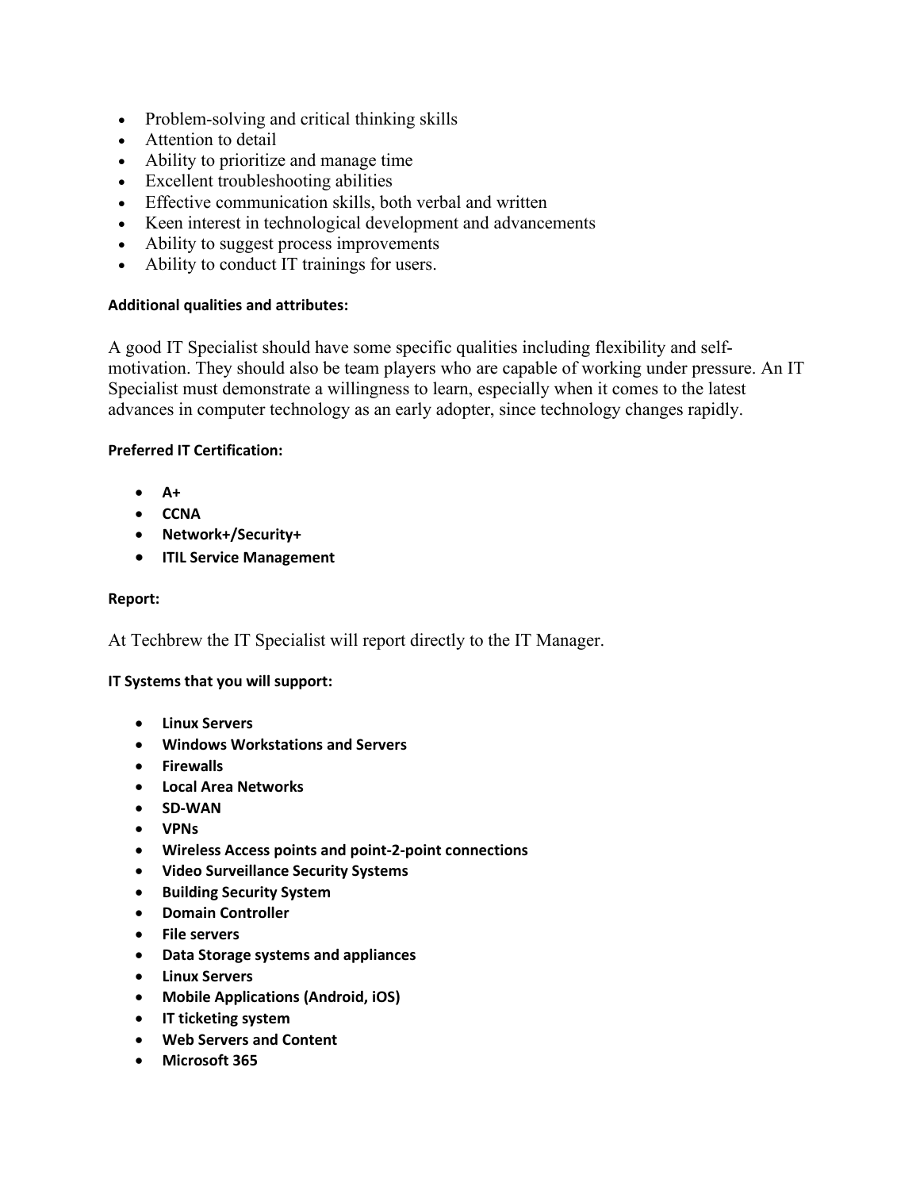- Problem-solving and critical thinking skills
- Attention to detail
- Ability to prioritize and manage time
- Excellent troubleshooting abilities
- Effective communication skills, both verbal and written
- Keen interest in technological development and advancements
- Ability to suggest process improvements
- Ability to conduct IT trainings for users.

**Additional qualities and attributes:**

A good IT Specialist should have some specific qualities including flexibility and self-motivation. They should also be team players who are capable of working under pressure. An IT Specialist must demonstrate a willingness to learn, especially when it comes to the latest advances in computer technology as an early adopter, since technology changes rapidly.

**Preferred IT Certification:**

- **A+**
- **CCNA**
- **Network+/Security+**
- **ITIL Service Management**

**Report:**

At Techbrew the IT Specialist will report directly to the IT Manager.

**IT Systems that you will support:**

- **Linux Servers**
- **Windows Workstations and Servers**
- **Firewalls**
- **Local Area Networks**
- **SD-WAN**
- **VPNs**
- **Wireless Access points and point-2-point connections**
- **Video Surveillance Security Systems**
- **Building Security System**
- **Domain Controller**
- **File servers**
- **Data Storage systems and appliances**
- **Linux Servers**
- **Mobile Applications (Android, iOS)**
- **IT ticketing system**
- **Web Servers and Content**
- **Microsoft 365**